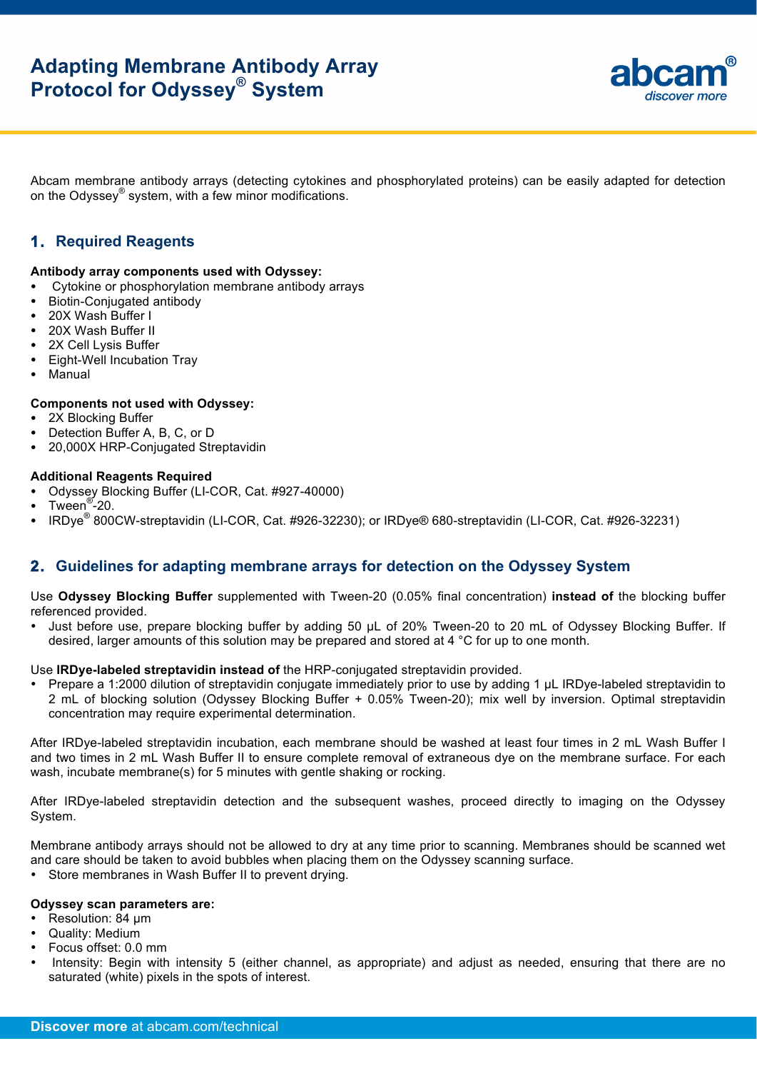# Adapting Membrane Antibody Array Protocol for Odyssey® System

Abcam membrane antibody arrays (detecting cytokines and phosphorylated proteins) can be easily adapted for detection on the Odyssey® system, with a few minor modifications.

## 1. Required Reagents

**Antibody array components used with Odyssey:**

- Cytokine or phosphorylation membrane antibody arrays
- Biotin-Conjugated antibody
- 20X Wash Buffer I
- 20X Wash Buffer II
- 2X Cell Lysis Buffer
- Eight-Well Incubation Tray
- Manual

**Components not used with Odyssey:**

- 2X Blocking Buffer
- Detection Buffer A, B, C, or D
- 20,000X HRP-Conjugated Streptavidin

**Additional Reagents Required**

- Odyssey Blocking Buffer (LI-COR, Cat. #927-40000)
- Tween®-20.
- IRDye® 800CW-streptavidin (LI-COR, Cat. #926-32230); or IRDye® 680-streptavidin (LI-COR, Cat. #926-32231)

## 2. Guidelines for adapting membrane arrays for detection on the Odyssey System

Use **Odyssey Blocking Buffer** supplemented with Tween-20 (0.05% final concentration) **instead of** the blocking buffer referenced provided.

- Just before use, prepare blocking buffer by adding 50 µL of 20% Tween-20 to 20 mL of Odyssey Blocking Buffer. If desired, larger amounts of this solution may be prepared and stored at 4 °C for up to one month.

Use **IRDye-labeled streptavidin instead of** the HRP-conjugated streptavidin provided.

- Prepare a 1:2000 dilution of streptavidin conjugate immediately prior to use by adding 1 µL IRDye-labeled streptavidin to 2 mL of blocking solution (Odyssey Blocking Buffer + 0.05% Tween-20); mix well by inversion. Optimal streptavidin concentration may require experimental determination.

After IRDye-labeled streptavidin incubation, each membrane should be washed at least four times in 2 mL Wash Buffer I and two times in 2 mL Wash Buffer II to ensure complete removal of extraneous dye on the membrane surface. For each wash, incubate membrane(s) for 5 minutes with gentle shaking or rocking.

After IRDye-labeled streptavidin detection and the subsequent washes, proceed directly to imaging on the Odyssey System.

Membrane antibody arrays should not be allowed to dry at any time prior to scanning. Membranes should be scanned wet and care should be taken to avoid bubbles when placing them on the Odyssey scanning surface.

- Store membranes in Wash Buffer II to prevent drying.

**Odyssey scan parameters are:**

- Resolution: 84 µm
- Quality: Medium
- Focus offset: 0.0 mm
- Intensity: Begin with intensity 5 (either channel, as appropriate) and adjust as needed, ensuring that there are no saturated (white) pixels in the spots of interest.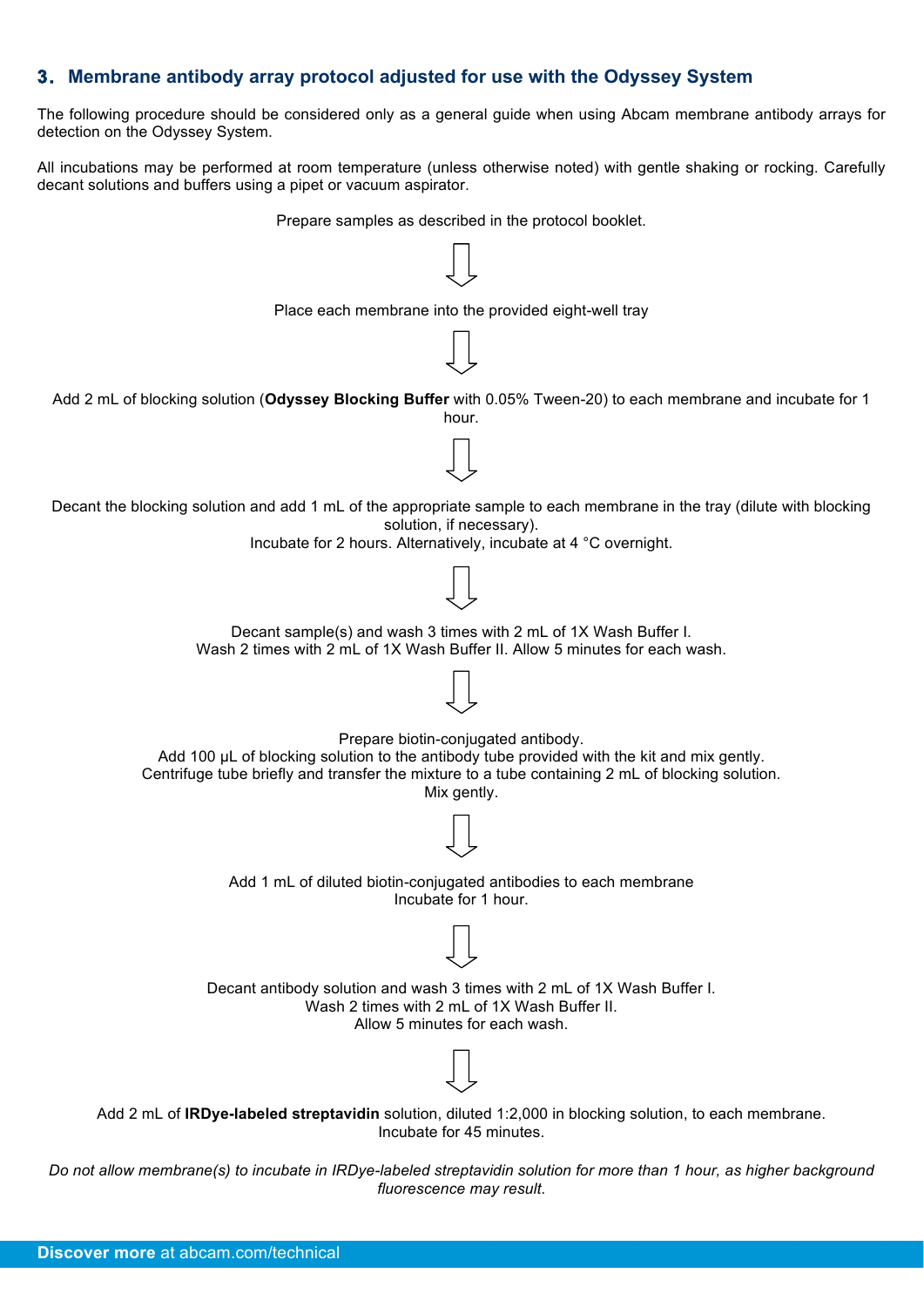## 3. Membrane antibody array protocol adjusted for use with the Odyssey System

The following procedure should be considered only as a general guide when using Abcam membrane antibody arrays for detection on the Odyssey System.

All incubations may be performed at room temperature (unless otherwise noted) with gentle shaking or rocking. Carefully decant solutions and buffers using a pipet or vacuum aspirator.

Prepare samples as described in the protocol booklet.

⇩

Place each membrane into the provided eight-well tray

⇩

Add 2 mL of blocking solution (**Odyssey Blocking Buffer** with 0.05% Tween-20) to each membrane and incubate for 1 hour.

⇩

Decant the blocking solution and add 1 mL of the appropriate sample to each membrane in the tray (dilute with blocking solution, if necessary).
Incubate for 2 hours. Alternatively, incubate at 4 °C overnight.

⇩

Decant sample(s) and wash 3 times with 2 mL of 1X Wash Buffer I.
Wash 2 times with 2 mL of 1X Wash Buffer II. Allow 5 minutes for each wash.

⇩

Prepare biotin-conjugated antibody.
Add 100 µL of blocking solution to the antibody tube provided with the kit and mix gently.
Centrifuge tube briefly and transfer the mixture to a tube containing 2 mL of blocking solution.
Mix gently.

⇩

Add 1 mL of diluted biotin-conjugated antibodies to each membrane
Incubate for 1 hour.

⇩

Decant antibody solution and wash 3 times with 2 mL of 1X Wash Buffer I.
Wash 2 times with 2 mL of 1X Wash Buffer II.
Allow 5 minutes for each wash.

⇩

Add 2 mL of **IRDye-labeled streptavidin** solution, diluted 1:2,000 in blocking solution, to each membrane.
Incubate for 45 minutes.

*Do not allow membrane(s) to incubate in IRDye-labeled streptavidin solution for more than 1 hour, as higher background fluorescence may result.*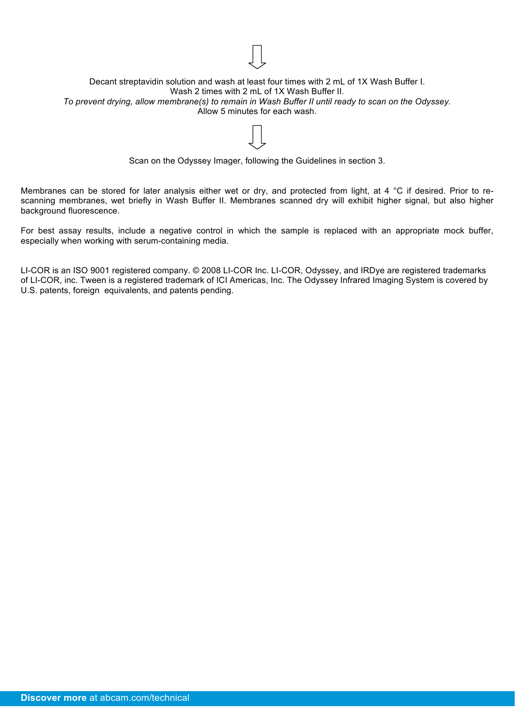↓

Decant streptavidin solution and wash at least four times with 2 mL of 1X Wash Buffer I.
Wash 2 times with 2 mL of 1X Wash Buffer II.
*To prevent drying, allow membrane(s) to remain in Wash Buffer II until ready to scan on the Odyssey.*
Allow 5 minutes for each wash.

↓

Scan on the Odyssey Imager, following the Guidelines in section 3.

Membranes can be stored for later analysis either wet or dry, and protected from light, at 4 °C if desired. Prior to re-scanning membranes, wet briefly in Wash Buffer II. Membranes scanned dry will exhibit higher signal, but also higher background fluorescence.

For best assay results, include a negative control in which the sample is replaced with an appropriate mock buffer, especially when working with serum-containing media.

LI-COR is an ISO 9001 registered company. © 2008 LI-COR Inc. LI-COR, Odyssey, and IRDye are registered trademarks of LI-COR, inc. Tween is a registered trademark of ICI Americas, Inc. The Odyssey Infrared Imaging System is covered by U.S. patents, foreign equivalents, and patents pending.